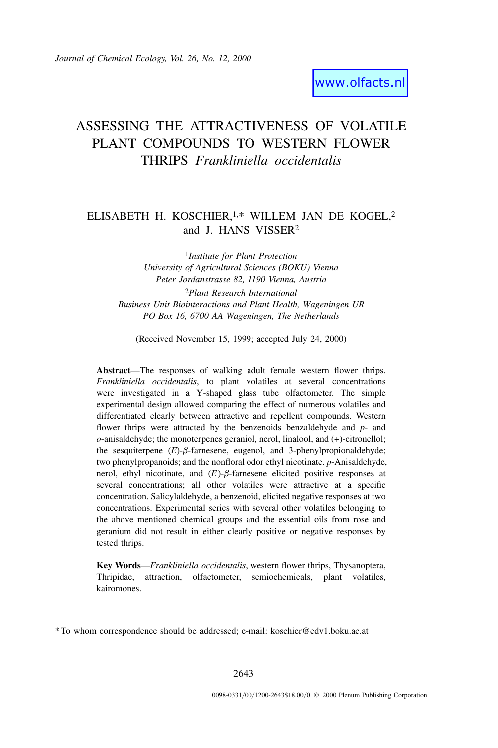www.olfacts.nl

# ASSESSING THE ATTRACTIVENESS OF VOLATILE PLANT COMPOUNDS TO WESTERN FLOWER THRIPS *Frankliniella occidentalis*

ELISABETH H. KOSCHIER,[1,*] WILLEM JAN DE KOGEL,[2] and J. HANS VISSER[2]

[1]*Institute for Plant Protection*
*University of Agricultural Sciences (BOKU) Vienna*
*Peter Jordanstrasse 82, 1190 Vienna, Austria*

[2]*Plant Research International*
*Business Unit Biointeractions and Plant Health, Wageningen UR*
*PO Box 16, 6700 AA Wageningen, The Netherlands*

(Received November 15, 1999; accepted July 24, 2000)

**Abstract**—The responses of walking adult female western flower thrips, *Frankliniella occidentalis*, to plant volatiles at several concentrations were investigated in a Y-shaped glass tube olfactometer. The simple experimental design allowed comparing the effect of numerous volatiles and differentiated clearly between attractive and repellent compounds. Western flower thrips were attracted by the benzenoids benzaldehyde and *p*- and *o*-anisaldehyde; the monoterpenes geraniol, nerol, linalool, and (+)-citronellol; the sesquiterpene (*E*)-β-farnesene, eugenol, and 3-phenylpropionaldehyde; two phenylpropanoids; and the nonfloral odor ethyl nicotinate. *p*-Anisaldehyde, nerol, ethyl nicotinate, and (*E*)-β-farnesene elicited positive responses at several concentrations; all other volatiles were attractive at a specific concentration. Salicylaldehyde, a benzenoid, elicited negative responses at two concentrations. Experimental series with several other volatiles belonging to the above mentioned chemical groups and the essential oils from rose and geranium did not result in either clearly positive or negative responses by tested thrips.

**Key Words**—*Frankliniella occidentalis*, western flower thrips, Thysanoptera, Thripidae, attraction, olfactometer, semiochemicals, plant volatiles, kairomones.

*To whom correspondence should be addressed; e-mail: koschier@edv1.boku.ac.at

0098-0331/00/1200-2643$18.00/0 © 2000 Plenum Publishing Corporation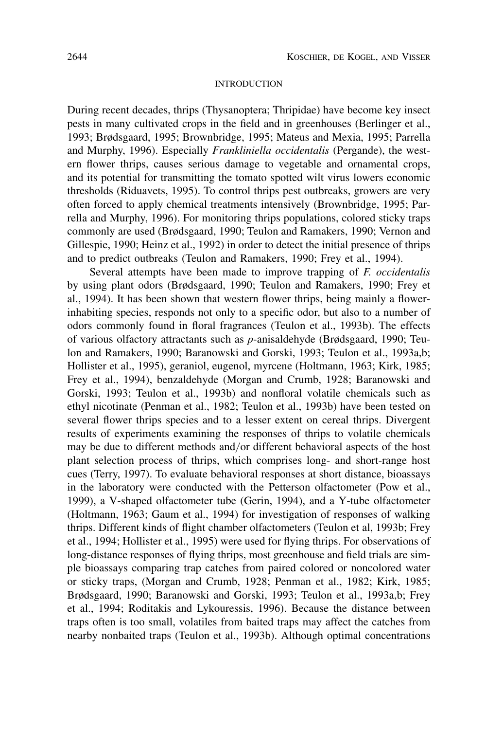## INTRODUCTION

During recent decades, thrips (Thysanoptera; Thripidae) have become key insect pests in many cultivated crops in the field and in greenhouses (Berlinger et al., 1993; Brødsgaard, 1995; Brownbridge, 1995; Mateus and Mexia, 1995; Parrella and Murphy, 1996). Especially *Frankliniella occidentalis* (Pergande), the western flower thrips, causes serious damage to vegetable and ornamental crops, and its potential for transmitting the tomato spotted wilt virus lowers economic thresholds (Riduavets, 1995). To control thrips pest outbreaks, growers are very often forced to apply chemical treatments intensively (Brownbridge, 1995; Parrella and Murphy, 1996). For monitoring thrips populations, colored sticky traps commonly are used (Brødsgaard, 1990; Teulon and Ramakers, 1990; Vernon and Gillespie, 1990; Heinz et al., 1992) in order to detect the initial presence of thrips and to predict outbreaks (Teulon and Ramakers, 1990; Frey et al., 1994).

Several attempts have been made to improve trapping of *F. occidentalis* by using plant odors (Brødsgaard, 1990; Teulon and Ramakers, 1990; Frey et al., 1994). It has been shown that western flower thrips, being mainly a flower-inhabiting species, responds not only to a specific odor, but also to a number of odors commonly found in floral fragrances (Teulon et al., 1993b). The effects of various olfactory attractants such as *p*-anisaldehyde (Brødsgaard, 1990; Teulon and Ramakers, 1990; Baranowski and Gorski, 1993; Teulon et al., 1993a,b; Hollister et al., 1995), geraniol, eugenol, myrcene (Holtmann, 1963; Kirk, 1985; Frey et al., 1994), benzaldehyde (Morgan and Crumb, 1928; Baranowski and Gorski, 1993; Teulon et al., 1993b) and nonfloral volatile chemicals such as ethyl nicotinate (Penman et al., 1982; Teulon et al., 1993b) have been tested on several flower thrips species and to a lesser extent on cereal thrips. Divergent results of experiments examining the responses of thrips to volatile chemicals may be due to different methods and/or different behavioral aspects of the host plant selection process of thrips, which comprises long- and short-range host cues (Terry, 1997). To evaluate behavioral responses at short distance, bioassays in the laboratory were conducted with the Petterson olfactometer (Pow et al., 1999), a V-shaped olfactometer tube (Gerin, 1994), and a Y-tube olfactometer (Holtmann, 1963; Gaum et al., 1994) for investigation of responses of walking thrips. Different kinds of flight chamber olfactometers (Teulon et al, 1993b; Frey et al., 1994; Hollister et al., 1995) were used for flying thrips. For observations of long-distance responses of flying thrips, most greenhouse and field trials are simple bioassays comparing trap catches from paired colored or noncolored water or sticky traps, (Morgan and Crumb, 1928; Penman et al., 1982; Kirk, 1985; Brødsgaard, 1990; Baranowski and Gorski, 1993; Teulon et al., 1993a,b; Frey et al., 1994; Roditakis and Lykouressis, 1996). Because the distance between traps often is too small, volatiles from baited traps may affect the catches from nearby nonbaited traps (Teulon et al., 1993b). Although optimal concentrations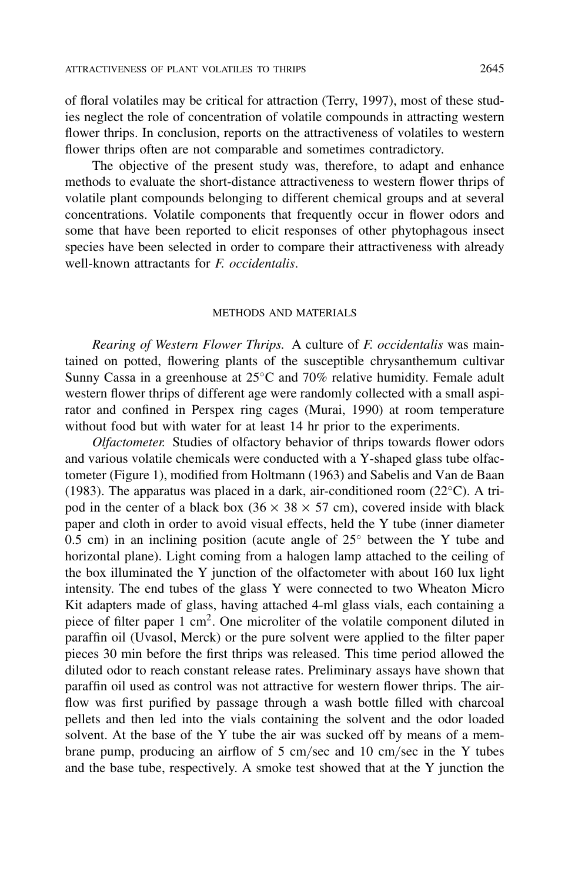of floral volatiles may be critical for attraction (Terry, 1997), most of these studies neglect the role of concentration of volatile compounds in attracting western flower thrips. In conclusion, reports on the attractiveness of volatiles to western flower thrips often are not comparable and sometimes contradictory.

The objective of the present study was, therefore, to adapt and enhance methods to evaluate the short-distance attractiveness to western flower thrips of volatile plant compounds belonging to different chemical groups and at several concentrations. Volatile components that frequently occur in flower odors and some that have been reported to elicit responses of other phytophagous insect species have been selected in order to compare their attractiveness with already well-known attractants for *F. occidentalis*.

## METHODS AND MATERIALS

*Rearing of Western Flower Thrips.* A culture of *F. occidentalis* was maintained on potted, flowering plants of the susceptible chrysanthemum cultivar Sunny Cassa in a greenhouse at 25°C and 70% relative humidity. Female adult western flower thrips of different age were randomly collected with a small aspirator and confined in Perspex ring cages (Murai, 1990) at room temperature without food but with water for at least 14 hr prior to the experiments.

*Olfactometer.* Studies of olfactory behavior of thrips towards flower odors and various volatile chemicals were conducted with a Y-shaped glass tube olfactometer (Figure 1), modified from Holtmann (1963) and Sabelis and Van de Baan (1983). The apparatus was placed in a dark, air-conditioned room (22°C). A tripod in the center of a black box (36 × 38 × 57 cm), covered inside with black paper and cloth in order to avoid visual effects, held the Y tube (inner diameter 0.5 cm) in an inclining position (acute angle of 25° between the Y tube and horizontal plane). Light coming from a halogen lamp attached to the ceiling of the box illuminated the Y junction of the olfactometer with about 160 lux light intensity. The end tubes of the glass Y were connected to two Wheaton Micro Kit adapters made of glass, having attached 4-ml glass vials, each containing a piece of filter paper 1 $cm^2$. One microliter of the volatile component diluted in paraffin oil (Uvasol, Merck) or the pure solvent were applied to the filter paper pieces 30 min before the first thrips was released. This time period allowed the diluted odor to reach constant release rates. Preliminary assays have shown that paraffin oil used as control was not attractive for western flower thrips. The airflow was first purified by passage through a wash bottle filled with charcoal pellets and then led into the vials containing the solvent and the odor loaded solvent. At the base of the Y tube the air was sucked off by means of a membrane pump, producing an airflow of 5 cm/sec and 10 cm/sec in the Y tubes and the base tube, respectively. A smoke test showed that at the Y junction the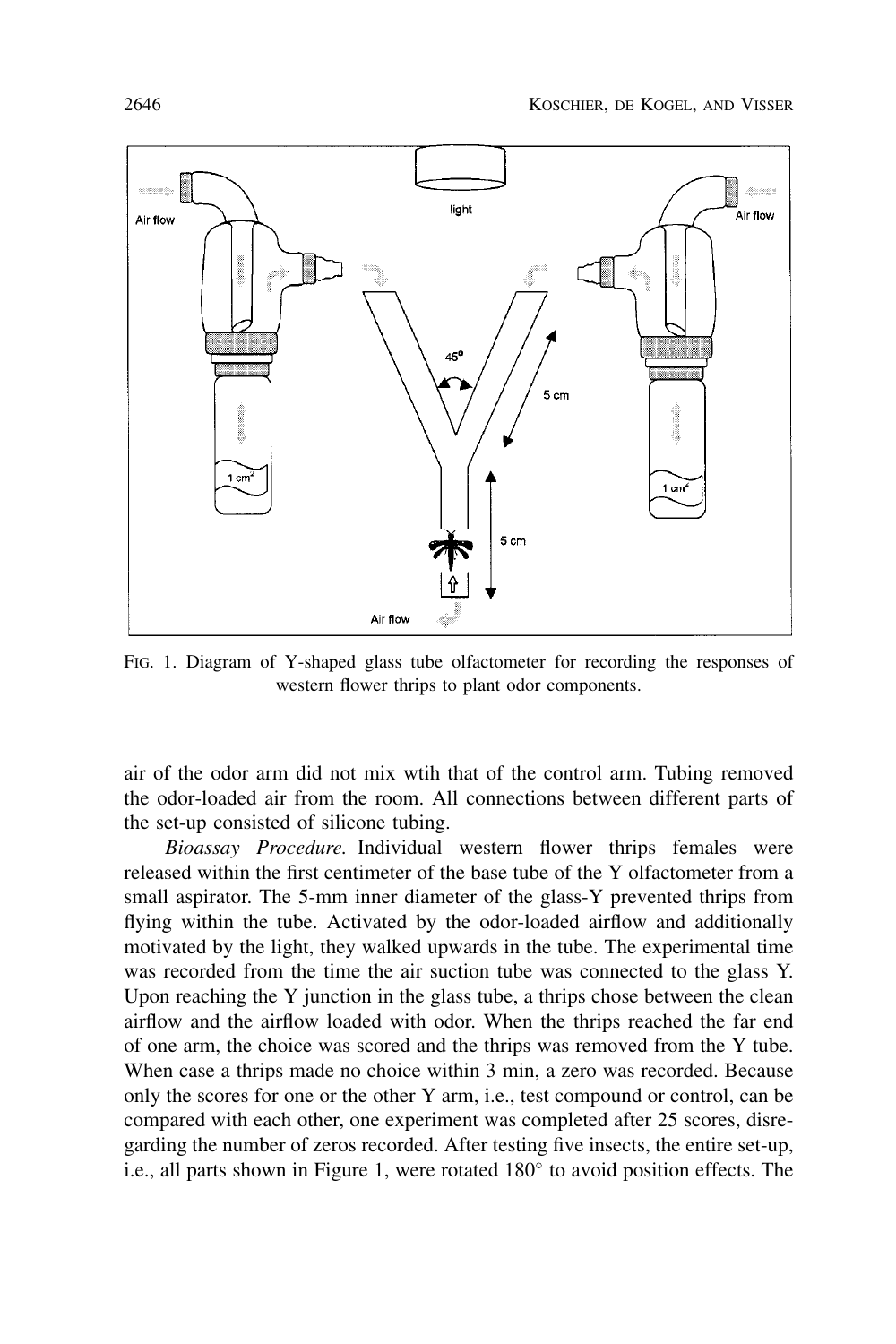FIG. 1. Diagram of Y-shaped glass tube olfactometer for recording the responses of western flower thrips to plant odor components.

air of the odor arm did not mix wtih that of the control arm. Tubing removed the odor-loaded air from the room. All connections between different parts of the set-up consisted of silicone tubing.

*Bioassay Procedure.* Individual western flower thrips females were released within the first centimeter of the base tube of the Y olfactometer from a small aspirator. The 5-mm inner diameter of the glass-Y prevented thrips from flying within the tube. Activated by the odor-loaded airflow and additionally motivated by the light, they walked upwards in the tube. The experimental time was recorded from the time the air suction tube was connected to the glass Y. Upon reaching the Y junction in the glass tube, a thrips chose between the clean airflow and the airflow loaded with odor. When the thrips reached the far end of one arm, the choice was scored and the thrips was removed from the Y tube. When case a thrips made no choice within 3 min, a zero was recorded. Because only the scores for one or the other Y arm, i.e., test compound or control, can be compared with each other, one experiment was completed after 25 scores, disregarding the number of zeros recorded. After testing five insects, the entire set-up, i.e., all parts shown in Figure 1, were rotated 180° to avoid position effects. The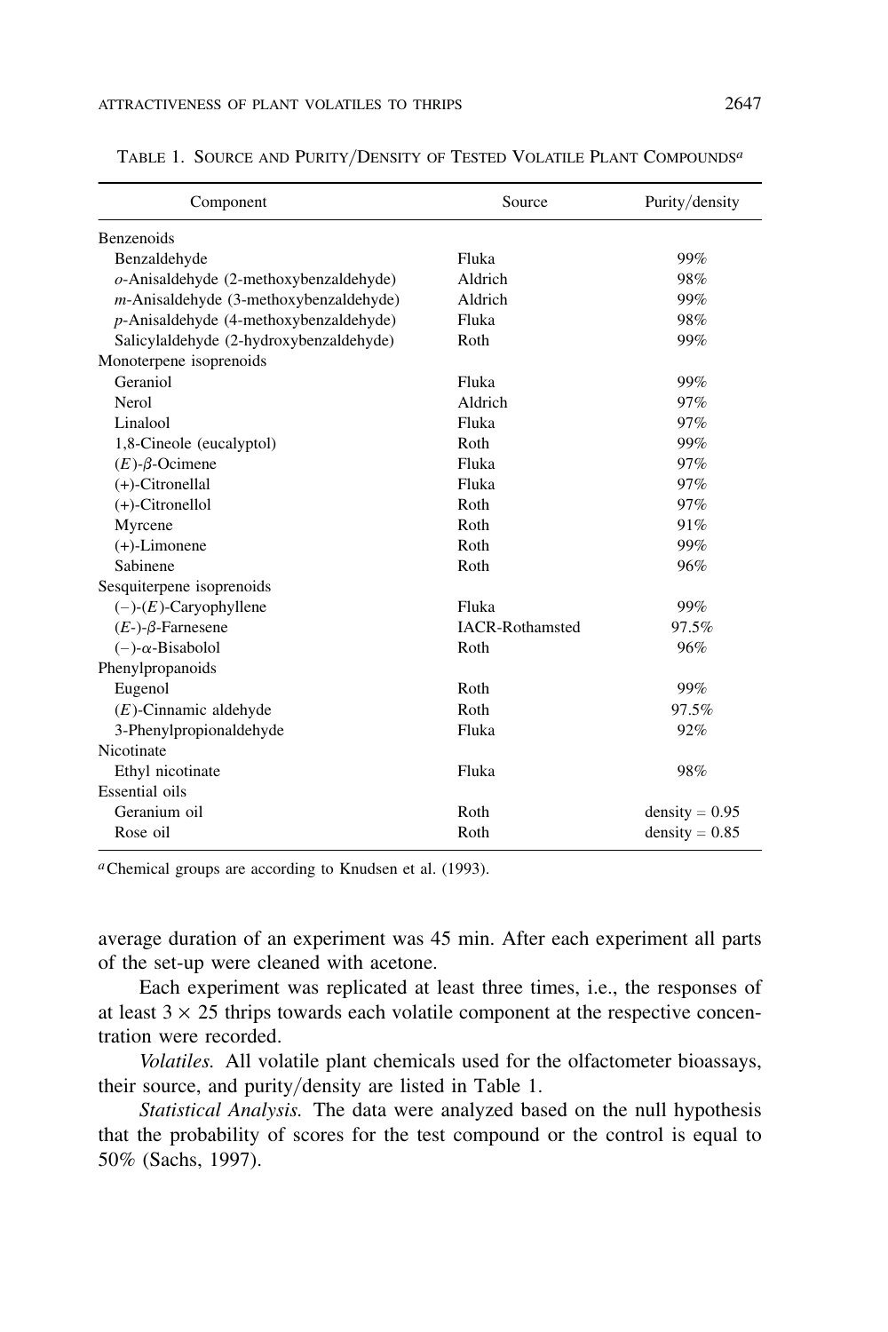TABLE 1. SOURCE AND PURITY/DENSITY OF TESTED VOLATILE PLANT COMPOUNDS[a]

| Component | Source | Purity/density |
|---|---|---|
| Benzenoids | | |
| Benzaldehyde | Fluka | 99% |
| *o*-Anisaldehyde (2-methoxybenzaldehyde) | Aldrich | 98% |
| *m*-Anisaldehyde (3-methoxybenzaldehyde) | Aldrich | 99% |
| *p*-Anisaldehyde (4-methoxybenzaldehyde) | Fluka | 98% |
| Salicylaldehyde (2-hydroxybenzaldehyde) | Roth | 99% |
| Monoterpene isoprenoids | | |
| Geraniol | Fluka | 99% |
| Nerol | Aldrich | 97% |
| Linalool | Fluka | 97% |
| 1,8-Cineole (eucalyptol) | Roth | 99% |
| (*E*)-$\beta$-Ocimene | Fluka | 97% |
| (+)-Citronellal | Fluka | 97% |
| (+)-Citronellol | Roth | 97% |
| Myrcene | Roth | 91% |
| (+)-Limonene | Roth | 99% |
| Sabinene | Roth | 96% |
| Sesquiterpene isoprenoids | | |
| (−)-(*E*)-Caryophyllene | Fluka | 99% |
| (*E*-)-$\beta$-Farnesene | IACR-Rothamsted | 97.5% |
| (−)-$\alpha$-Bisabolol | Roth | 96% |
| Phenylpropanoids | | |
| Eugenol | Roth | 99% |
| (*E*)-Cinnamic aldehyde | Roth | 97.5% |
| 3-Phenylpropionaldehyde | Fluka | 92% |
| Nicotinate | | |
| Ethyl nicotinate | Fluka | 98% |
| Essential oils | | |
| Geranium oil | Roth | density = 0.95 |
| Rose oil | Roth | density = 0.85 |

[a] Chemical groups are according to Knudsen et al. (1993).

average duration of an experiment was 45 min. After each experiment all parts of the set-up were cleaned with acetone.

Each experiment was replicated at least three times, i.e., the responses of at least $3 \times 25$ thrips towards each volatile component at the respective concentration were recorded.

*Volatiles.* All volatile plant chemicals used for the olfactometer bioassays, their source, and purity/density are listed in Table 1.

*Statistical Analysis.* The data were analyzed based on the null hypothesis that the probability of scores for the test compound or the control is equal to 50% (Sachs, 1997).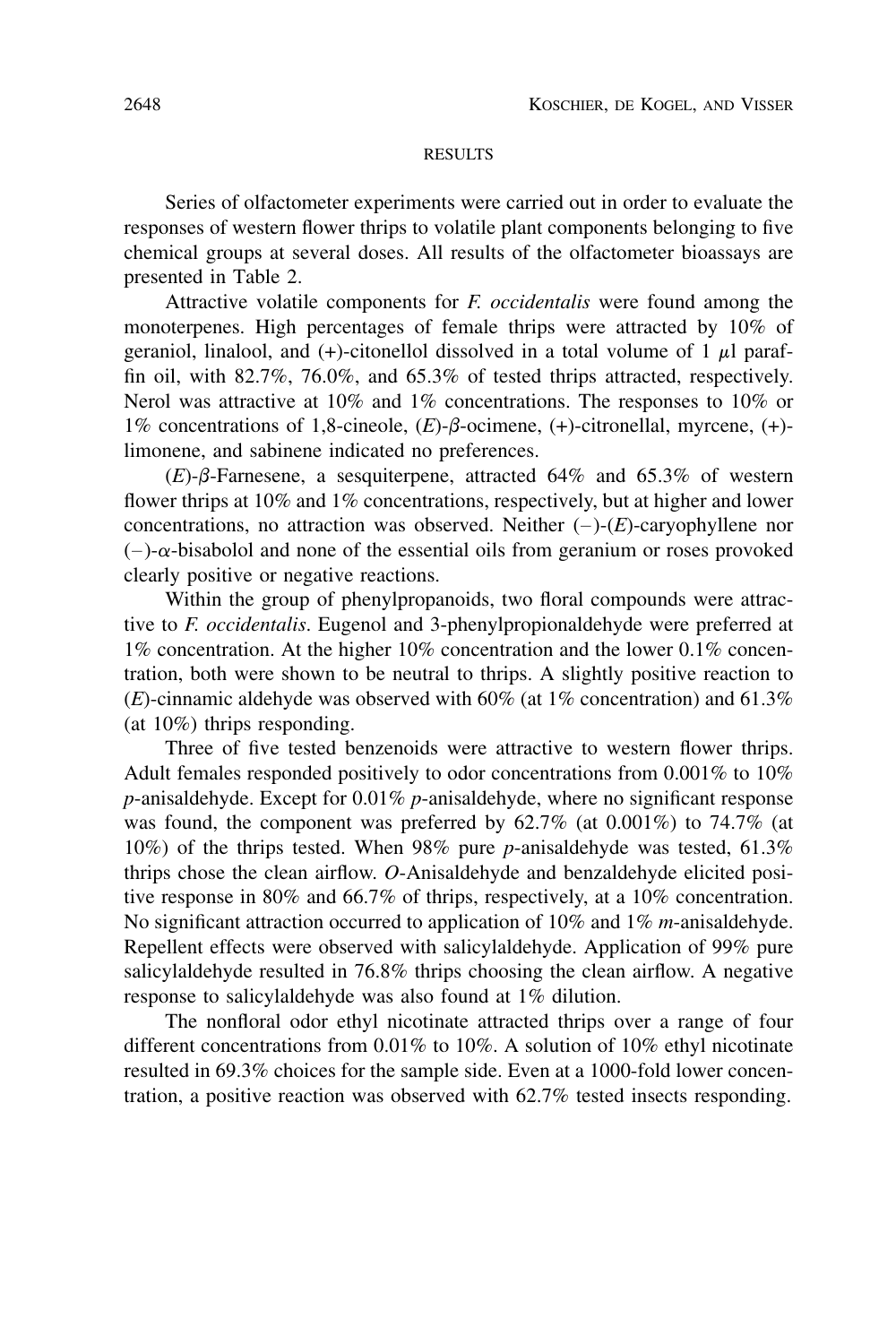## RESULTS

Series of olfactometer experiments were carried out in order to evaluate the responses of western flower thrips to volatile plant components belonging to five chemical groups at several doses. All results of the olfactometer bioassays are presented in Table 2.

Attractive volatile components for *F. occidentalis* were found among the monoterpenes. High percentages of female thrips were attracted by 10% of geraniol, linalool, and (+)-citonellol dissolved in a total volume of 1 $\mu$l paraffin oil, with 82.7%, 76.0%, and 65.3% of tested thrips attracted, respectively. Nerol was attractive at 10% and 1% concentrations. The responses to 10% or 1% concentrations of 1,8-cineole, (*E*)-$\beta$-ocimene, (+)-citronellal, myrcene, (+)-limonene, and sabinene indicated no preferences.

(*E*)-$\beta$-Farnesene, a sesquiterpene, attracted 64% and 65.3% of western flower thrips at 10% and 1% concentrations, respectively, but at higher and lower concentrations, no attraction was observed. Neither (−)-(*E*)-caryophyllene nor (−)-$\alpha$-bisabolol and none of the essential oils from geranium or roses provoked clearly positive or negative reactions.

Within the group of phenylpropanoids, two floral compounds were attractive to *F. occidentalis*. Eugenol and 3-phenylpropionaldehyde were preferred at 1% concentration. At the higher 10% concentration and the lower 0.1% concentration, both were shown to be neutral to thrips. A slightly positive reaction to (*E*)-cinnamic aldehyde was observed with 60% (at 1% concentration) and 61.3% (at 10%) thrips responding.

Three of five tested benzenoids were attractive to western flower thrips. Adult females responded positively to odor concentrations from 0.001% to 10% *p*-anisaldehyde. Except for 0.01% *p*-anisaldehyde, where no significant response was found, the component was preferred by 62.7% (at 0.001%) to 74.7% (at 10%) of the thrips tested. When 98% pure *p*-anisaldehyde was tested, 61.3% thrips chose the clean airflow. *O*-Anisaldehyde and benzaldehyde elicited positive response in 80% and 66.7% of thrips, respectively, at a 10% concentration. No significant attraction occurred to application of 10% and 1% *m*-anisaldehyde. Repellent effects were observed with salicylaldehyde. Application of 99% pure salicylaldehyde resulted in 76.8% thrips choosing the clean airflow. A negative response to salicylaldehyde was also found at 1% dilution.

The nonfloral odor ethyl nicotinate attracted thrips over a range of four different concentrations from 0.01% to 10%. A solution of 10% ethyl nicotinate resulted in 69.3% choices for the sample side. Even at a 1000-fold lower concentration, a positive reaction was observed with 62.7% tested insects responding.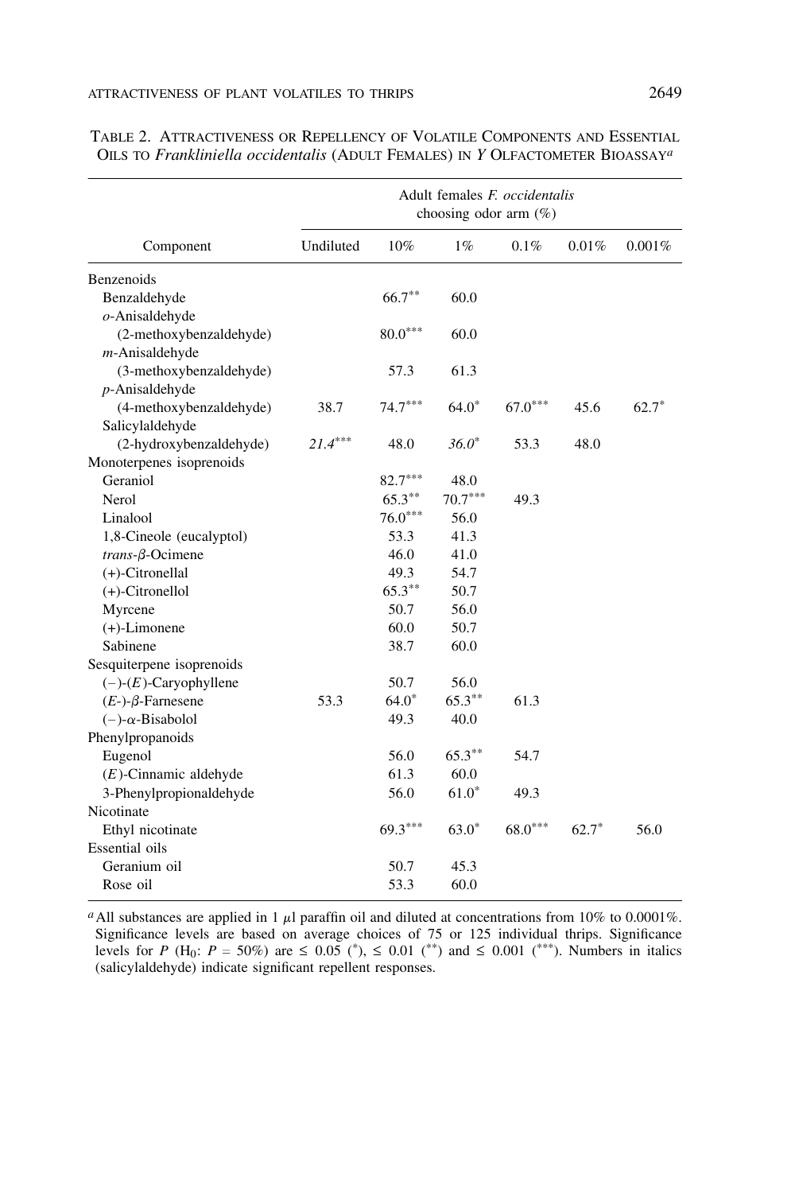TABLE 2. ATTRACTIVENESS OR REPELLENCY OF VOLATILE COMPONENTS AND ESSENTIAL OILS TO *Frankliniella occidentalis* (ADULT FEMALES) IN *Y* OLFACTOMETER BIOASSAY[a]

| Component | Adult females *F. occidentalis* choosing odor arm (%) | | | | | |
|---|---|---|---|---|---|---|
| | Undiluted | 10% | 1% | 0.1% | 0.01% | 0.001% |
| Benzenoids | | | | | | |
| Benzaldehyde | | 66.7** | 60.0 | | | |
| *o*-Anisaldehyde (2-methoxybenzaldehyde) | | 80.0*** | 60.0 | | | |
| *m*-Anisaldehyde (3-methoxybenzaldehyde) | | 57.3 | 61.3 | | | |
| *p*-Anisaldehyde (4-methoxybenzaldehyde) | 38.7 | 74.7*** | 64.0* | 67.0*** | 45.6 | 62.7* |
| Salicylaldehyde (2-hydroxybenzaldehyde) | *21.4**** | 48.0 | *36.0** | 53.3 | 48.0 | |
| Monoterpenes isoprenoids | | | | | | |
| Geraniol | | 82.7*** | 48.0 | | | |
| Nerol | | 65.3** | 70.7*** | 49.3 | | |
| Linalool | | 76.0*** | 56.0 | | | |
| 1,8-Cineole (eucalyptol) | | 53.3 | 41.3 | | | |
| *trans*-β-Ocimene | | 46.0 | 41.0 | | | |
| (+)-Citronellal | | 49.3 | 54.7 | | | |
| (+)-Citronellol | | 65.3** | 50.7 | | | |
| Myrcene | | 50.7 | 56.0 | | | |
| (+)-Limonene | | 60.0 | 50.7 | | | |
| Sabinene | | 38.7 | 60.0 | | | |
| Sesquiterpene isoprenoids | | | | | | |
| (−)-(*E*)-Caryophyllene | | 50.7 | 56.0 | | | |
| (*E*-)-β-Farnesene | 53.3 | 64.0* | 65.3** | 61.3 | | |
| (−)-α-Bisabolol | | 49.3 | 40.0 | | | |
| Phenylpropanoids | | | | | | |
| Eugenol | | 56.0 | 65.3** | 54.7 | | |
| (*E*)-Cinnamic aldehyde | | 61.3 | 60.0 | | | |
| 3-Phenylpropionaldehyde | | 56.0 | 61.0* | 49.3 | | |
| Nicotinate | | | | | | |
| Ethyl nicotinate | | 69.3*** | 63.0* | 68.0*** | 62.7* | 56.0 |
| Essential oils | | | | | | |
| Geranium oil | | 50.7 | 45.3 | | | |
| Rose oil | | 53.3 | 60.0 | | | |

[a] All substances are applied in 1 μl paraffin oil and diluted at concentrations from 10% to 0.0001%. Significance levels are based on average choices of 75 or 125 individual thrips. Significance levels for $P$ ($H_0$: $P$ = 50%) are ≤ 0.05 (*), ≤ 0.01 (**) and ≤ 0.001 (***). Numbers in italics (salicylaldehyde) indicate significant repellent responses.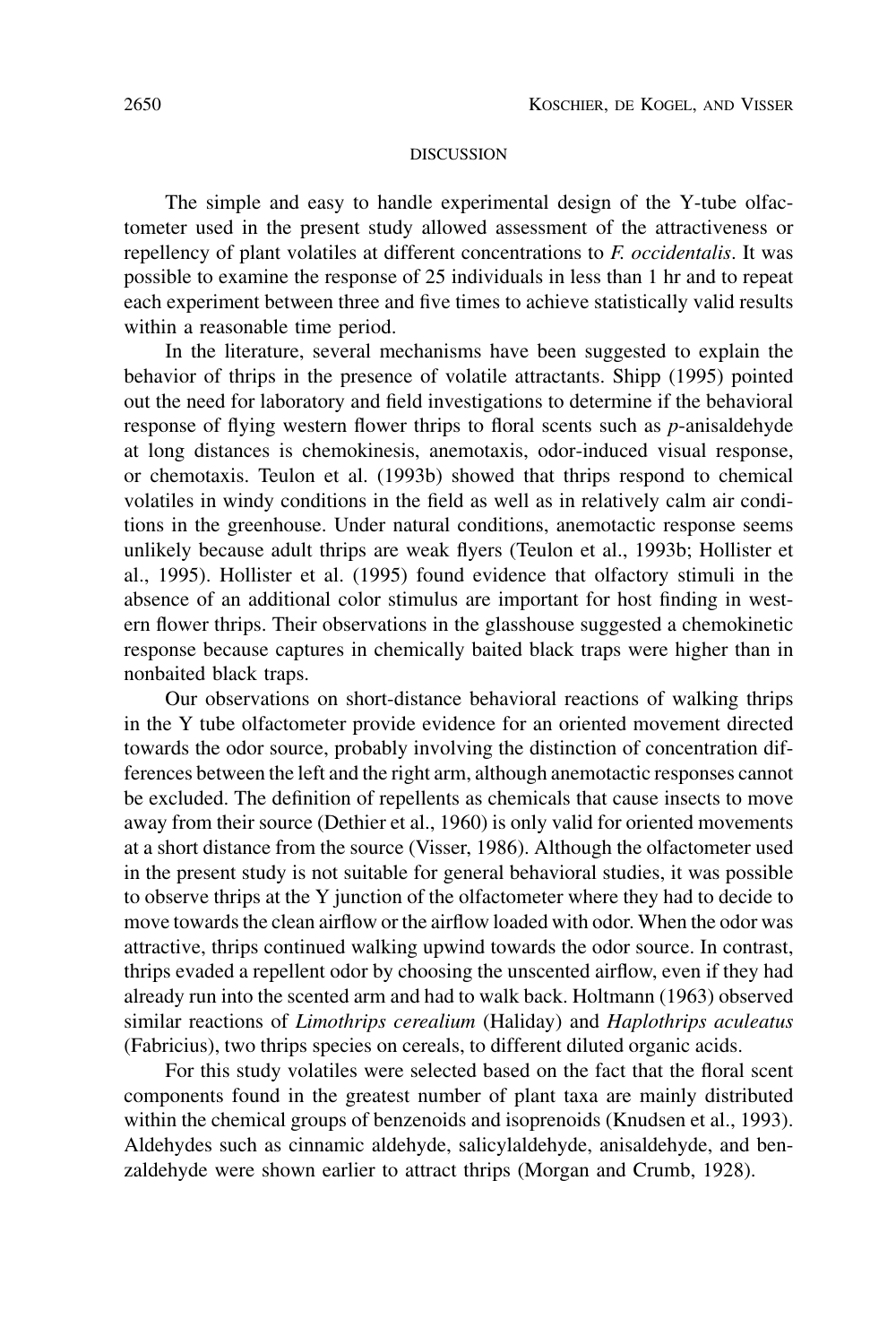## DISCUSSION

The simple and easy to handle experimental design of the Y-tube olfactometer used in the present study allowed assessment of the attractiveness or repellency of plant volatiles at different concentrations to *F. occidentalis*. It was possible to examine the response of 25 individuals in less than 1 hr and to repeat each experiment between three and five times to achieve statistically valid results within a reasonable time period.

In the literature, several mechanisms have been suggested to explain the behavior of thrips in the presence of volatile attractants. Shipp (1995) pointed out the need for laboratory and field investigations to determine if the behavioral response of flying western flower thrips to floral scents such as *p*-anisaldehyde at long distances is chemokinesis, anemotaxis, odor-induced visual response, or chemotaxis. Teulon et al. (1993b) showed that thrips respond to chemical volatiles in windy conditions in the field as well as in relatively calm air conditions in the greenhouse. Under natural conditions, anemotactic response seems unlikely because adult thrips are weak flyers (Teulon et al., 1993b; Hollister et al., 1995). Hollister et al. (1995) found evidence that olfactory stimuli in the absence of an additional color stimulus are important for host finding in western flower thrips. Their observations in the glasshouse suggested a chemokinetic response because captures in chemically baited black traps were higher than in nonbaited black traps.

Our observations on short-distance behavioral reactions of walking thrips in the Y tube olfactometer provide evidence for an oriented movement directed towards the odor source, probably involving the distinction of concentration differences between the left and the right arm, although anemotactic responses cannot be excluded. The definition of repellents as chemicals that cause insects to move away from their source (Dethier et al., 1960) is only valid for oriented movements at a short distance from the source (Visser, 1986). Although the olfactometer used in the present study is not suitable for general behavioral studies, it was possible to observe thrips at the Y junction of the olfactometer where they had to decide to move towards the clean airflow or the airflow loaded with odor. When the odor was attractive, thrips continued walking upwind towards the odor source. In contrast, thrips evaded a repellent odor by choosing the unscented airflow, even if they had already run into the scented arm and had to walk back. Holtmann (1963) observed similar reactions of *Limothrips cerealium* (Haliday) and *Haplothrips aculeatus* (Fabricius), two thrips species on cereals, to different diluted organic acids.

For this study volatiles were selected based on the fact that the floral scent components found in the greatest number of plant taxa are mainly distributed within the chemical groups of benzenoids and isoprenoids (Knudsen et al., 1993). Aldehydes such as cinnamic aldehyde, salicylaldehyde, anisaldehyde, and benzaldehyde were shown earlier to attract thrips (Morgan and Crumb, 1928).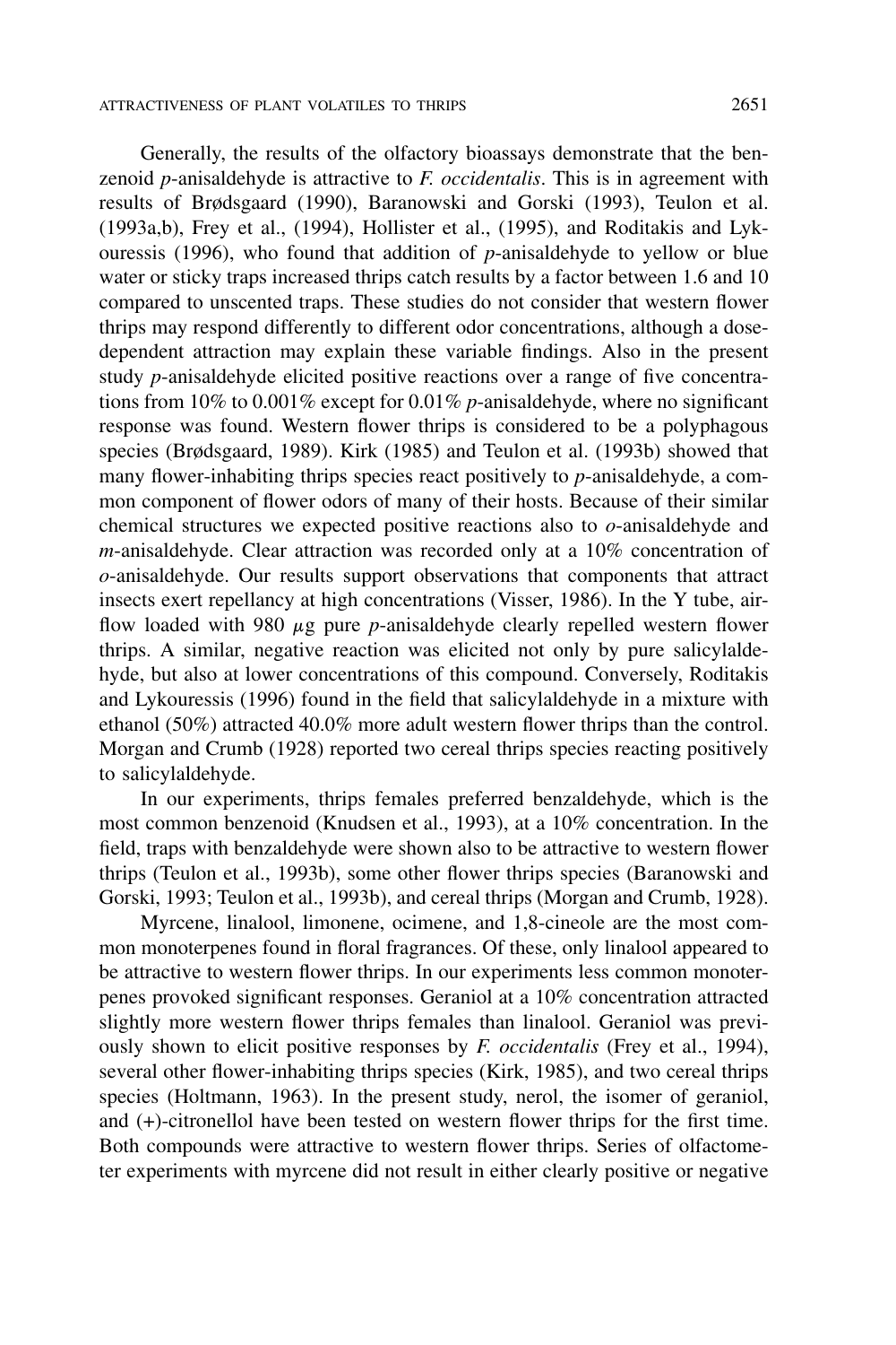Generally, the results of the olfactory bioassays demonstrate that the benzenoid *p*-anisaldehyde is attractive to *F. occidentalis*. This is in agreement with results of Brødsgaard (1990), Baranowski and Gorski (1993), Teulon et al. (1993a,b), Frey et al., (1994), Hollister et al., (1995), and Roditakis and Lykouressis (1996), who found that addition of *p*-anisaldehyde to yellow or blue water or sticky traps increased thrips catch results by a factor between 1.6 and 10 compared to unscented traps. These studies do not consider that western flower thrips may respond differently to different odor concentrations, although a dose-dependent attraction may explain these variable findings. Also in the present study *p*-anisaldehyde elicited positive reactions over a range of five concentrations from 10% to 0.001% except for 0.01% *p*-anisaldehyde, where no significant response was found. Western flower thrips is considered to be a polyphagous species (Brødsgaard, 1989). Kirk (1985) and Teulon et al. (1993b) showed that many flower-inhabiting thrips species react positively to *p*-anisaldehyde, a common component of flower odors of many of their hosts. Because of their similar chemical structures we expected positive reactions also to *o*-anisaldehyde and *m*-anisaldehyde. Clear attraction was recorded only at a 10% concentration of *o*-anisaldehyde. Our results support observations that components that attract insects exert repellancy at high concentrations (Visser, 1986). In the Y tube, airflow loaded with 980 $\mu$g pure *p*-anisaldehyde clearly repelled western flower thrips. A similar, negative reaction was elicited not only by pure salicylaldehyde, but also at lower concentrations of this compound. Conversely, Roditakis and Lykouressis (1996) found in the field that salicylaldehyde in a mixture with ethanol (50%) attracted 40.0% more adult western flower thrips than the control. Morgan and Crumb (1928) reported two cereal thrips species reacting positively to salicylaldehyde.

In our experiments, thrips females preferred benzaldehyde, which is the most common benzenoid (Knudsen et al., 1993), at a 10% concentration. In the field, traps with benzaldehyde were shown also to be attractive to western flower thrips (Teulon et al., 1993b), some other flower thrips species (Baranowski and Gorski, 1993; Teulon et al., 1993b), and cereal thrips (Morgan and Crumb, 1928).

Myrcene, linalool, limonene, ocimene, and 1,8-cineole are the most common monoterpenes found in floral fragrances. Of these, only linalool appeared to be attractive to western flower thrips. In our experiments less common monoterpenes provoked significant responses. Geraniol at a 10% concentration attracted slightly more western flower thrips females than linalool. Geraniol was previously shown to elicit positive responses by *F. occidentalis* (Frey et al., 1994), several other flower-inhabiting thrips species (Kirk, 1985), and two cereal thrips species (Holtmann, 1963). In the present study, nerol, the isomer of geraniol, and (+)-citronellol have been tested on western flower thrips for the first time. Both compounds were attractive to western flower thrips. Series of olfactometer experiments with myrcene did not result in either clearly positive or negative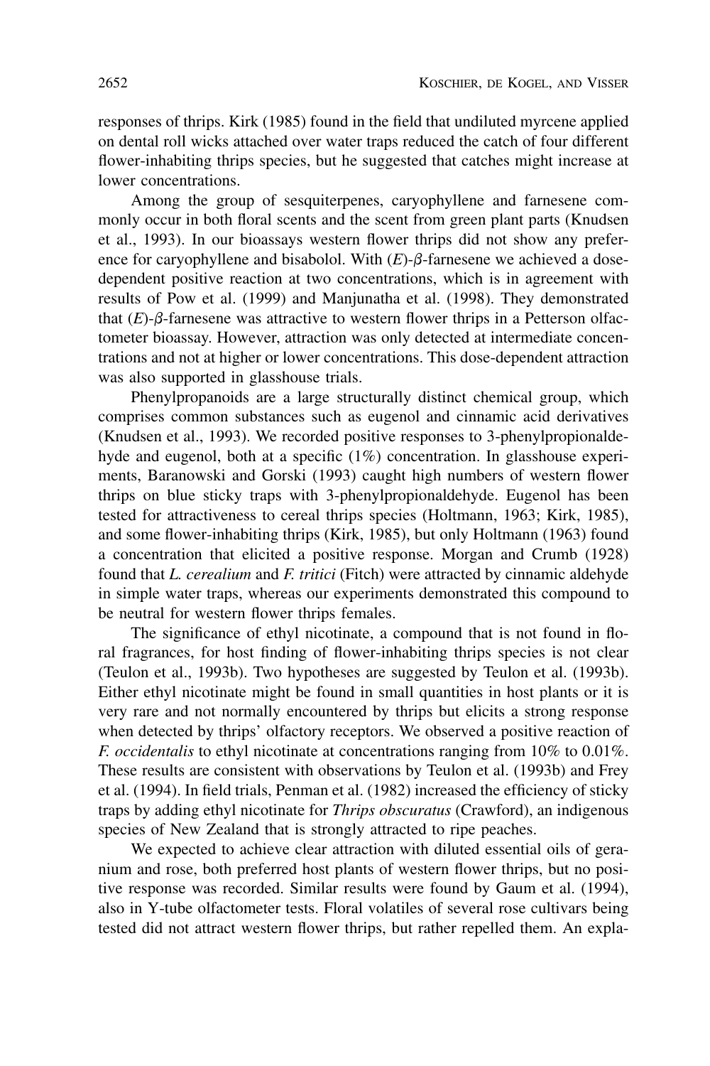responses of thrips. Kirk (1985) found in the field that undiluted myrcene applied on dental roll wicks attached over water traps reduced the catch of four different flower-inhabiting thrips species, but he suggested that catches might increase at lower concentrations.

Among the group of sesquiterpenes, caryophyllene and farnesene commonly occur in both floral scents and the scent from green plant parts (Knudsen et al., 1993). In our bioassays western flower thrips did not show any preference for caryophyllene and bisabolol. With (*E*)-$\beta$-farnesene we achieved a dose-dependent positive reaction at two concentrations, which is in agreement with results of Pow et al. (1999) and Manjunatha et al. (1998). They demonstrated that (*E*)-$\beta$-farnesene was attractive to western flower thrips in a Petterson olfactometer bioassay. However, attraction was only detected at intermediate concentrations and not at higher or lower concentrations. This dose-dependent attraction was also supported in glasshouse trials.

Phenylpropanoids are a large structurally distinct chemical group, which comprises common substances such as eugenol and cinnamic acid derivatives (Knudsen et al., 1993). We recorded positive responses to 3-phenylpropionaldehyde and eugenol, both at a specific (1%) concentration. In glasshouse experiments, Baranowski and Gorski (1993) caught high numbers of western flower thrips on blue sticky traps with 3-phenylpropionaldehyde. Eugenol has been tested for attractiveness to cereal thrips species (Holtmann, 1963; Kirk, 1985), and some flower-inhabiting thrips (Kirk, 1985), but only Holtmann (1963) found a concentration that elicited a positive response. Morgan and Crumb (1928) found that *L. cerealium* and *F. tritici* (Fitch) were attracted by cinnamic aldehyde in simple water traps, whereas our experiments demonstrated this compound to be neutral for western flower thrips females.

The significance of ethyl nicotinate, a compound that is not found in floral fragrances, for host finding of flower-inhabiting thrips species is not clear (Teulon et al., 1993b). Two hypotheses are suggested by Teulon et al. (1993b). Either ethyl nicotinate might be found in small quantities in host plants or it is very rare and not normally encountered by thrips but elicits a strong response when detected by thrips' olfactory receptors. We observed a positive reaction of *F. occidentalis* to ethyl nicotinate at concentrations ranging from 10% to 0.01%. These results are consistent with observations by Teulon et al. (1993b) and Frey et al. (1994). In field trials, Penman et al. (1982) increased the efficiency of sticky traps by adding ethyl nicotinate for *Thrips obscuratus* (Crawford), an indigenous species of New Zealand that is strongly attracted to ripe peaches.

We expected to achieve clear attraction with diluted essential oils of geranium and rose, both preferred host plants of western flower thrips, but no positive response was recorded. Similar results were found by Gaum et al. (1994), also in Y-tube olfactometer tests. Floral volatiles of several rose cultivars being tested did not attract western flower thrips, but rather repelled them. An expla-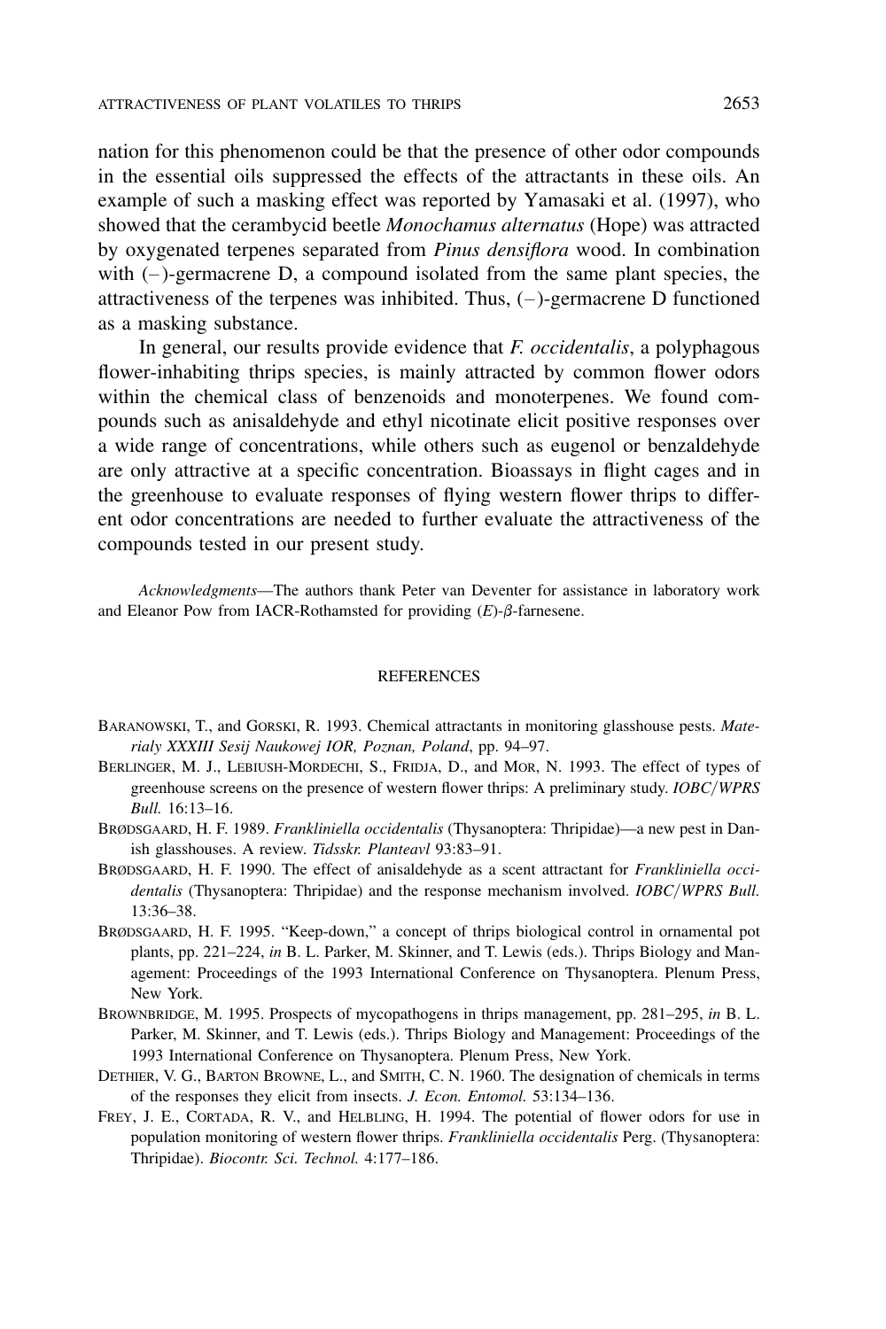nation for this phenomenon could be that the presence of other odor compounds in the essential oils suppressed the effects of the attractants in these oils. An example of such a masking effect was reported by Yamasaki et al. (1997), who showed that the cerambycid beetle *Monochamus alternatus* (Hope) was attracted by oxygenated terpenes separated from *Pinus densiflora* wood. In combination with (−)-germacrene D, a compound isolated from the same plant species, the attractiveness of the terpenes was inhibited. Thus, (−)-germacrene D functioned as a masking substance.

In general, our results provide evidence that *F. occidentalis*, a polyphagous flower-inhabiting thrips species, is mainly attracted by common flower odors within the chemical class of benzenoids and monoterpenes. We found compounds such as anisaldehyde and ethyl nicotinate elicit positive responses over a wide range of concentrations, while others such as eugenol or benzaldehyde are only attractive at a specific concentration. Bioassays in flight cages and in the greenhouse to evaluate responses of flying western flower thrips to different odor concentrations are needed to further evaluate the attractiveness of the compounds tested in our present study.

*Acknowledgments*—The authors thank Peter van Deventer for assistance in laboratory work and Eleanor Pow from IACR-Rothamsted for providing (*E*)-β-farnesene.

## REFERENCES

BARANOWSKI, T., and GORSKI, R. 1993. Chemical attractants in monitoring glasshouse pests. *Materialy XXXIII Sesij Naukowej IOR, Poznan, Poland*, pp. 94–97.

BERLINGER, M. J., LEBIUSH-MORDECHI, S., FRIDJA, D., and MOR, N. 1993. The effect of types of greenhouse screens on the presence of western flower thrips: A preliminary study. *IOBC/WPRS Bull.* 16:13–16.

BRØDSGAARD, H. F. 1989. *Frankliniella occidentalis* (Thysanoptera: Thripidae)—a new pest in Danish glasshouses. A review. *Tidsskr. Planteavl* 93:83–91.

BRØDSGAARD, H. F. 1990. The effect of anisaldehyde as a scent attractant for *Frankliniella occidentalis* (Thysanoptera: Thripidae) and the response mechanism involved. *IOBC/WPRS Bull.* 13:36–38.

BRØDSGAARD, H. F. 1995. "Keep-down," a concept of thrips biological control in ornamental pot plants, pp. 221–224, *in* B. L. Parker, M. Skinner, and T. Lewis (eds.). Thrips Biology and Management: Proceedings of the 1993 International Conference on Thysanoptera. Plenum Press, New York.

BROWNBRIDGE, M. 1995. Prospects of mycopathogens in thrips management, pp. 281–295, *in* B. L. Parker, M. Skinner, and T. Lewis (eds.). Thrips Biology and Management: Proceedings of the 1993 International Conference on Thysanoptera. Plenum Press, New York.

DETHIER, V. G., BARTON BROWNE, L., and SMITH, C. N. 1960. The designation of chemicals in terms of the responses they elicit from insects. *J. Econ. Entomol.* 53:134–136.

FREY, J. E., CORTADA, R. V., and HELBLING, H. 1994. The potential of flower odors for use in population monitoring of western flower thrips. *Frankliniella occidentalis* Perg. (Thysanoptera: Thripidae). *Biocontr. Sci. Technol.* 4:177–186.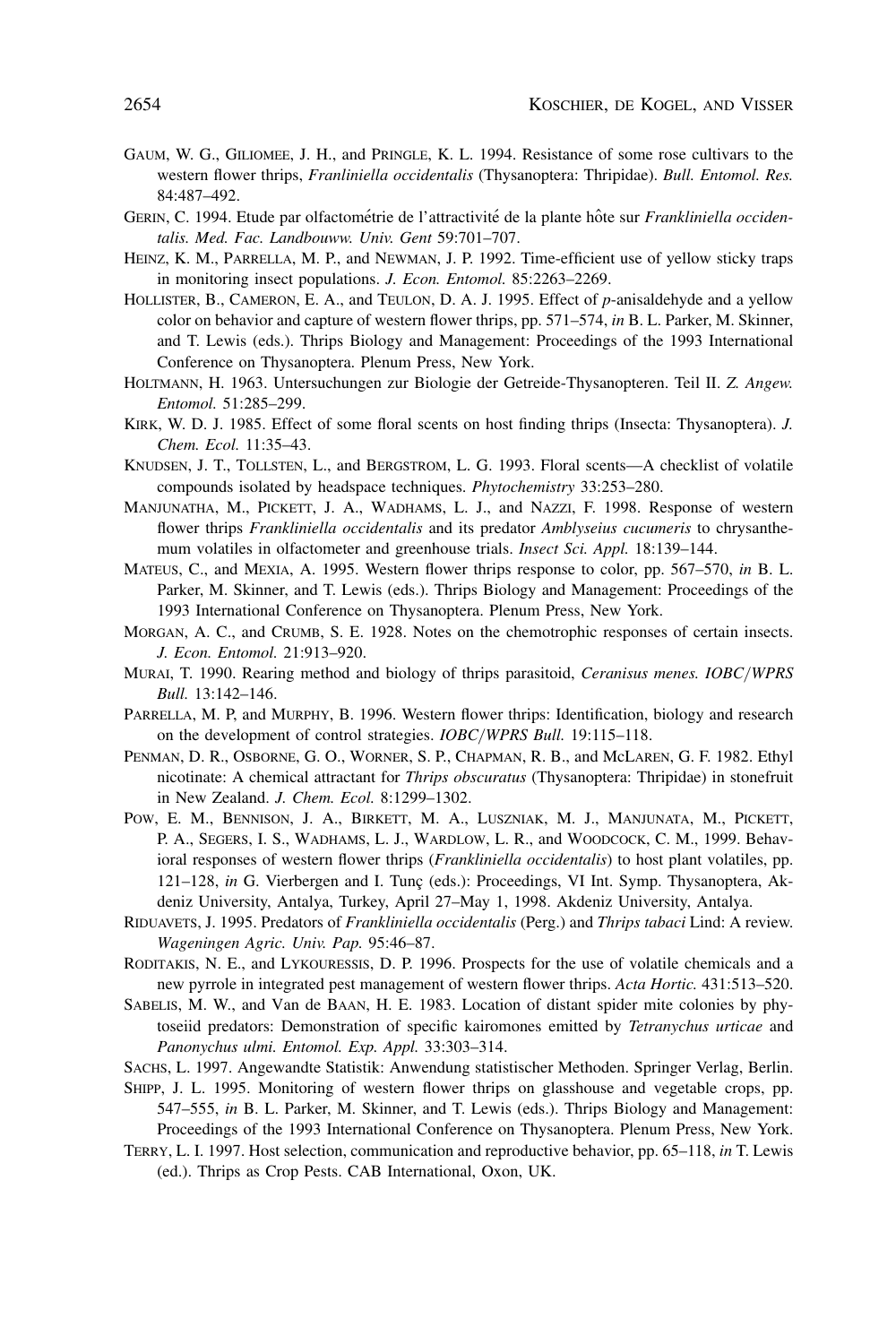GAUM, W. G., GILIOMEE, J. H., and PRINGLE, K. L. 1994. Resistance of some rose cultivars to the western flower thrips, *Franliniella occidentalis* (Thysanoptera: Thripidae). *Bull. Entomol. Res.* 84:487–492.

GERIN, C. 1994. Etude par olfactométrie de l'attractivité de la plante hôte sur *Frankliniella occidentalis. Med. Fac. Landbouww. Univ. Gent* 59:701–707.

HEINZ, K. M., PARRELLA, M. P., and NEWMAN, J. P. 1992. Time-efficient use of yellow sticky traps in monitoring insect populations. *J. Econ. Entomol.* 85:2263–2269.

HOLLISTER, B., CAMERON, E. A., and TEULON, D. A. J. 1995. Effect of *p*-anisaldehyde and a yellow color on behavior and capture of western flower thrips, pp. 571–574, *in* B. L. Parker, M. Skinner, and T. Lewis (eds.). Thrips Biology and Management: Proceedings of the 1993 International Conference on Thysanoptera. Plenum Press, New York.

HOLTMANN, H. 1963. Untersuchungen zur Biologie der Getreide-Thysanopteren. Teil II. *Z. Angew. Entomol.* 51:285–299.

KIRK, W. D. J. 1985. Effect of some floral scents on host finding thrips (Insecta: Thysanoptera). *J. Chem. Ecol.* 11:35–43.

KNUDSEN, J. T., TOLLSTEN, L., and BERGSTROM, L. G. 1993. Floral scents—A checklist of volatile compounds isolated by headspace techniques. *Phytochemistry* 33:253–280.

MANJUNATHA, M., PICKETT, J. A., WADHAMS, L. J., and NAZZI, F. 1998. Response of western flower thrips *Frankliniella occidentalis* and its predator *Amblyseius cucumeris* to chrysanthemum volatiles in olfactometer and greenhouse trials. *Insect Sci. Appl.* 18:139–144.

MATEUS, C., and MEXIA, A. 1995. Western flower thrips response to color, pp. 567–570, *in* B. L. Parker, M. Skinner, and T. Lewis (eds.). Thrips Biology and Management: Proceedings of the 1993 International Conference on Thysanoptera. Plenum Press, New York.

MORGAN, A. C., and CRUMB, S. E. 1928. Notes on the chemotrophic responses of certain insects. *J. Econ. Entomol.* 21:913–920.

MURAI, T. 1990. Rearing method and biology of thrips parasitoid, *Ceranisus menes. IOBC/WPRS Bull.* 13:142–146.

PARRELLA, M. P, and MURPHY, B. 1996. Western flower thrips: Identification, biology and research on the development of control strategies. *IOBC/WPRS Bull.* 19:115–118.

PENMAN, D. R., OSBORNE, G. O., WORNER, S. P., CHAPMAN, R. B., and MCLAREN, G. F. 1982. Ethyl nicotinate: A chemical attractant for *Thrips obscuratus* (Thysanoptera: Thripidae) in stonefruit in New Zealand. *J. Chem. Ecol.* 8:1299–1302.

POW, E. M., BENNISON, J. A., BIRKETT, M. A., LUSZNIAK, M. J., MANJUNATA, M., PICKETT, P. A., SEGERS, I. S., WADHAMS, L. J., WARDLOW, L. R., and WOODCOCK, C. M., 1999. Behavioral responses of western flower thrips (*Frankliniella occidentalis*) to host plant volatiles, pp. 121–128, *in* G. Vierbergen and I. Tunç (eds.): Proceedings, VI Int. Symp. Thysanoptera, Akdeniz University, Antalya, Turkey, April 27–May 1, 1998. Akdeniz University, Antalya.

RIDUAVETS, J. 1995. Predators of *Frankliniella occidentalis* (Perg.) and *Thrips tabaci* Lind: A review. *Wageningen Agric. Univ. Pap.* 95:46–87.

RODITAKIS, N. E., and LYKOURESSIS, D. P. 1996. Prospects for the use of volatile chemicals and a new pyrrole in integrated pest management of western flower thrips. *Acta Hortic.* 431:513–520.

SABELIS, M. W., and Van de BAAN, H. E. 1983. Location of distant spider mite colonies by phytoseiid predators: Demonstration of specific kairomones emitted by *Tetranychus urticae* and *Panonychus ulmi. Entomol. Exp. Appl.* 33:303–314.

SACHS, L. 1997. Angewandte Statistik: Anwendung statistischer Methoden. Springer Verlag, Berlin.

SHIPP, J. L. 1995. Monitoring of western flower thrips on glasshouse and vegetable crops, pp. 547–555, *in* B. L. Parker, M. Skinner, and T. Lewis (eds.). Thrips Biology and Management: Proceedings of the 1993 International Conference on Thysanoptera. Plenum Press, New York.

TERRY, L. I. 1997. Host selection, communication and reproductive behavior, pp. 65–118, *in* T. Lewis (ed.). Thrips as Crop Pests. CAB International, Oxon, UK.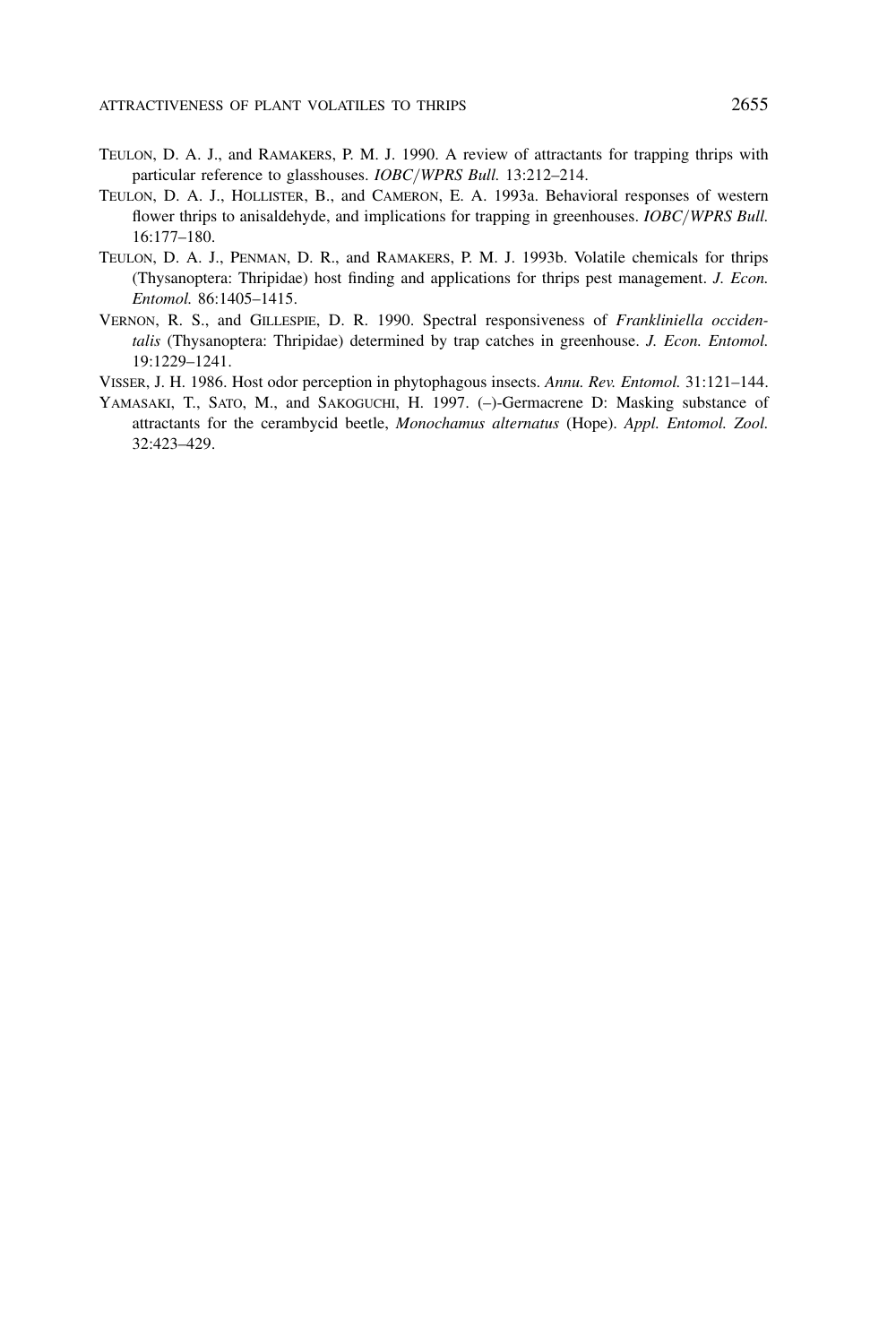TEULON, D. A. J., and RAMAKERS, P. M. J. 1990. A review of attractants for trapping thrips with particular reference to glasshouses. *IOBC/WPRS Bull.* 13:212–214.

TEULON, D. A. J., HOLLISTER, B., and CAMERON, E. A. 1993a. Behavioral responses of western flower thrips to anisaldehyde, and implications for trapping in greenhouses. *IOBC/WPRS Bull.* 16:177–180.

TEULON, D. A. J., PENMAN, D. R., and RAMAKERS, P. M. J. 1993b. Volatile chemicals for thrips (Thysanoptera: Thripidae) host finding and applications for thrips pest management. *J. Econ. Entomol.* 86:1405–1415.

VERNON, R. S., and GILLESPIE, D. R. 1990. Spectral responsiveness of *Frankliniella occidentalis* (Thysanoptera: Thripidae) determined by trap catches in greenhouse. *J. Econ. Entomol.* 19:1229–1241.

VISSER, J. H. 1986. Host odor perception in phytophagous insects. *Annu. Rev. Entomol.* 31:121–144.

YAMASAKI, T., SATO, M., and SAKOGUCHI, H. 1997. (–)-Germacrene D: Masking substance of attractants for the cerambycid beetle, *Monochamus alternatus* (Hope). *Appl. Entomol. Zool.* 32:423–429.